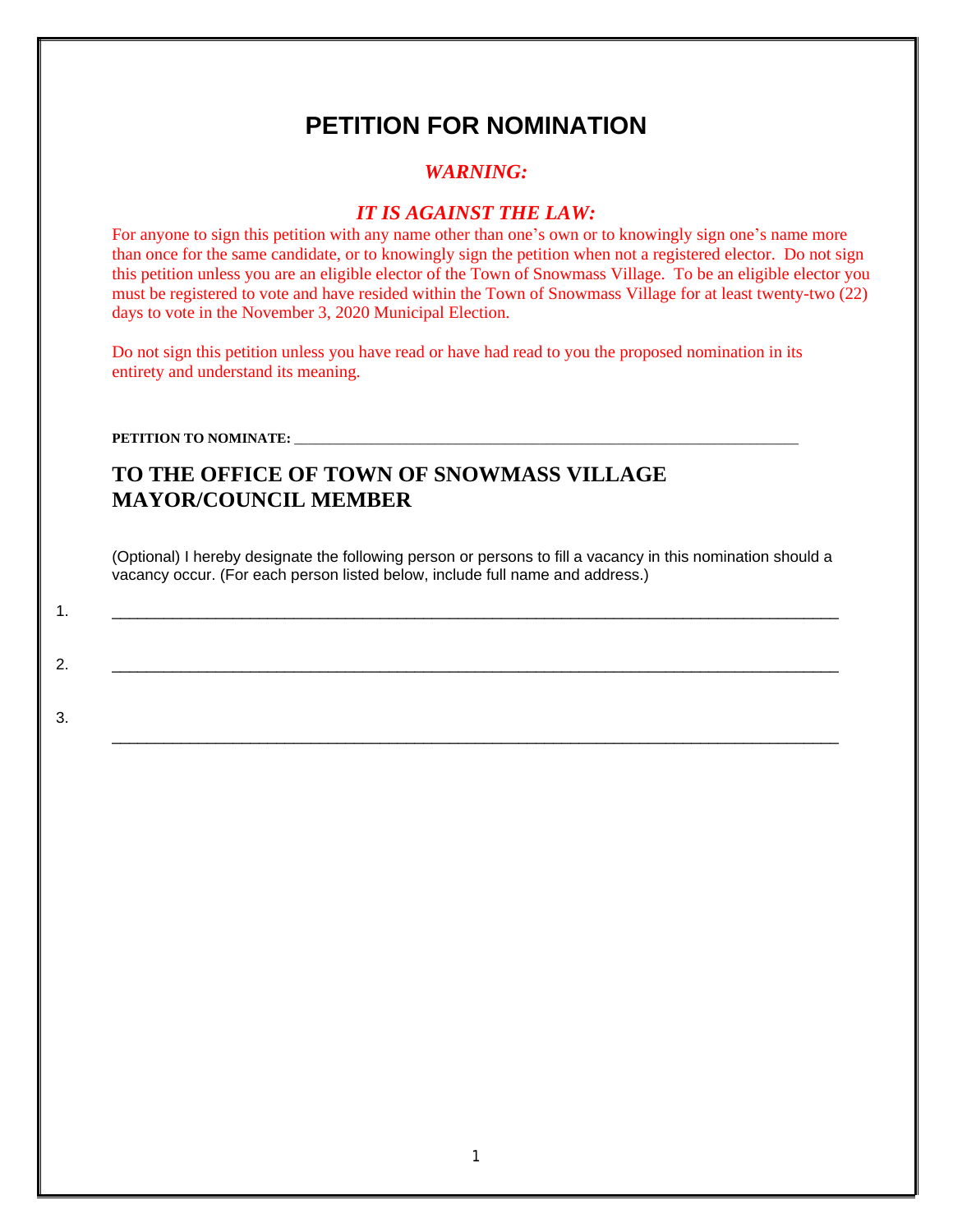# PETITION FOR NOMINATION

## *WARNING:*

## *IT IS AGAINST THE LAW:*

For anyone to sign this petition with any name other than one's own or to knowingly sign one's name more than once for the same candidate, or to knowingly sign the petition when not a registered elector. Do not sign this petition unless you are an eligible elector of the Town of Snowmass Village. To be an eligible elector you must be registered to vote and have resided within the Town of Snowmass Village for at least twenty-two (22) days to vote in the November 3, 2020 Municipal Election.

Do not sign this petition unless you have read or have had read to you the proposed nomination in its entirety and understand its meaning.

**PETITION TO NOMINATE:** ___________________________________________________________________

## TO THE OFFICE OF TOWN OF SNOWMASS VILLAGE MAYOR/COUNCIL MEMBER

(Optional) I hereby designate the following person or persons to fill a vacancy in this nomination should a vacancy occur. (For each person listed below, include full name and address.)

1. _______________________________________________________________________________

2. _______________________________________________________________________________

3. _______________________________________________________________________________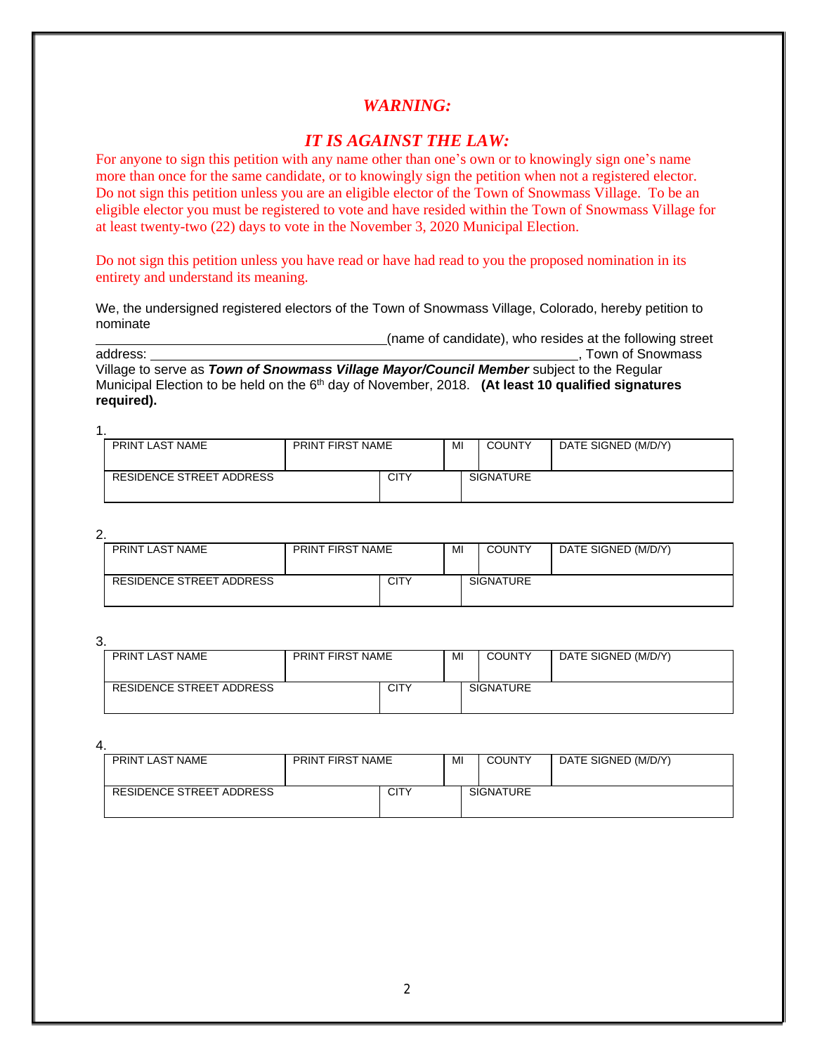## *WARNING:*

## *IT IS AGAINST THE LAW:*

For anyone to sign this petition with any name other than one's own or to knowingly sign one's name more than once for the same candidate, or to knowingly sign the petition when not a registered elector. Do not sign this petition unless you are an eligible elector of the Town of Snowmass Village. To be an eligible elector you must be registered to vote and have resided within the Town of Snowmass Village for at least twenty-two (22) days to vote in the November 3, 2020 Municipal Election.

Do not sign this petition unless you have read or have had read to you the proposed nomination in its entirety and understand its meaning.

We, the undersigned registered electors of the Town of Snowmass Village, Colorado, hereby petition to nominate ____________________________________(name of candidate), who resides at the following street address: ____________________________________________________________, Town of Snowmass Village to serve as ***Town of Snowmass Village Mayor/Council Member*** subject to the Regular Municipal Election to be held on the 6th day of November, 2018. **(At least 10 qualified signatures required).**

1.

| PRINT LAST NAME | PRINT FIRST NAME | MI | COUNTY | DATE SIGNED (M/D/Y) |
|---|---|---|---|---|
| RESIDENCE STREET ADDRESS | CITY | SIGNATURE | | |

2.

| PRINT LAST NAME | PRINT FIRST NAME | MI | COUNTY | DATE SIGNED (M/D/Y) |
|---|---|---|---|---|
| RESIDENCE STREET ADDRESS | CITY | SIGNATURE | | |

3.

| PRINT LAST NAME | PRINT FIRST NAME | MI | COUNTY | DATE SIGNED (M/D/Y) |
|---|---|---|---|---|
| RESIDENCE STREET ADDRESS | CITY | SIGNATURE | | |

4.

| PRINT LAST NAME | PRINT FIRST NAME | MI | COUNTY | DATE SIGNED (M/D/Y) |
|---|---|---|---|---|
| RESIDENCE STREET ADDRESS | CITY | SIGNATURE | | |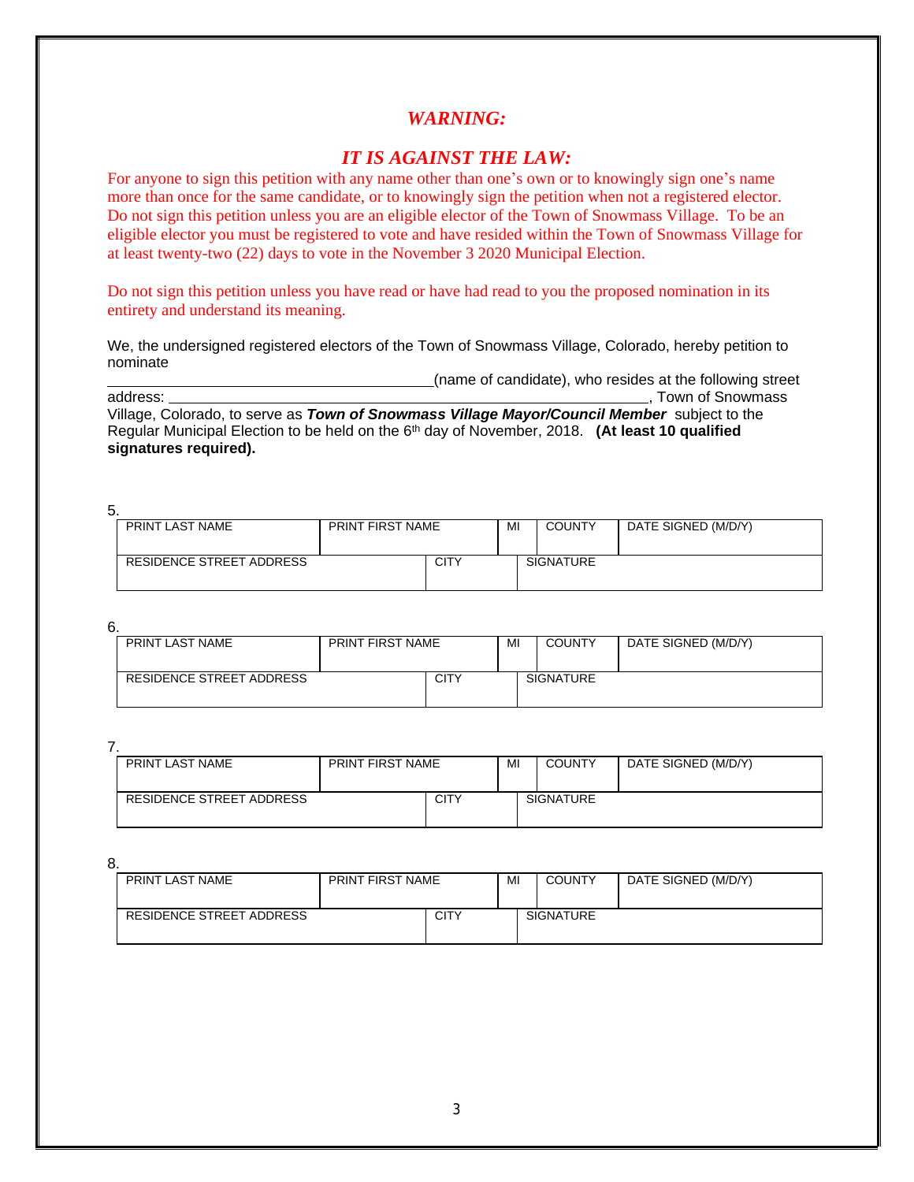## *WARNING:*

## *IT IS AGAINST THE LAW:*

For anyone to sign this petition with any name other than one's own or to knowingly sign one's name more than once for the same candidate, or to knowingly sign the petition when not a registered elector. Do not sign this petition unless you are an eligible elector of the Town of Snowmass Village. To be an eligible elector you must be registered to vote and have resided within the Town of Snowmass Village for at least twenty-two (22) days to vote in the November 3 2020 Municipal Election.

Do not sign this petition unless you have read or have had read to you the proposed nomination in its entirety and understand its meaning.

We, the undersigned registered electors of the Town of Snowmass Village, Colorado, hereby petition to nominate ______________________________(name of candidate), who resides at the following street address: ______________________________________________, Town of Snowmass Village, Colorado, to serve as ***Town of Snowmass Village Mayor/Council Member*** subject to the Regular Municipal Election to be held on the 6th day of November, 2018. **(At least 10 qualified signatures required).**

5.

| PRINT LAST NAME | PRINT FIRST NAME | | MI | COUNTY | DATE SIGNED (M/D/Y) |
|---|---|---|---|---|---|
| RESIDENCE STREET ADDRESS | | CITY | | SIGNATURE | |

6.

| PRINT LAST NAME | PRINT FIRST NAME | | MI | COUNTY | DATE SIGNED (M/D/Y) |
|---|---|---|---|---|---|
| RESIDENCE STREET ADDRESS | | CITY | | SIGNATURE | |

7.

| PRINT LAST NAME | PRINT FIRST NAME | | MI | COUNTY | DATE SIGNED (M/D/Y) |
|---|---|---|---|---|---|
| RESIDENCE STREET ADDRESS | | CITY | | SIGNATURE | |

8.

| PRINT LAST NAME | PRINT FIRST NAME | | MI | COUNTY | DATE SIGNED (M/D/Y) |
|---|---|---|---|---|---|
| RESIDENCE STREET ADDRESS | | CITY | | SIGNATURE | |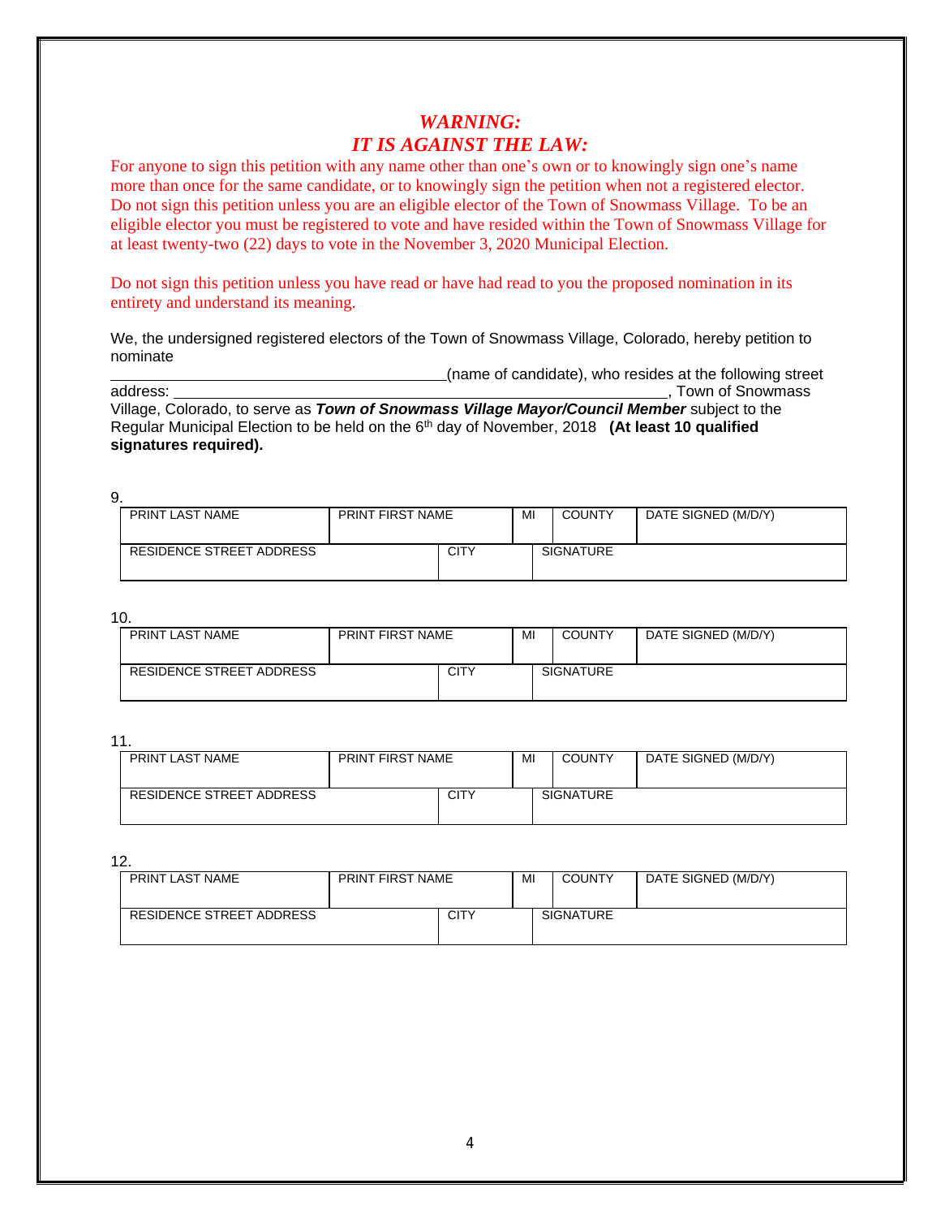# *WARNING:*
# *IT IS AGAINST THE LAW:*

For anyone to sign this petition with any name other than one's own or to knowingly sign one's name more than once for the same candidate, or to knowingly sign the petition when not a registered elector. Do not sign this petition unless you are an eligible elector of the Town of Snowmass Village. To be an eligible elector you must be registered to vote and have resided within the Town of Snowmass Village for at least twenty-two (22) days to vote in the November 3, 2020 Municipal Election.

Do not sign this petition unless you have read or have had read to you the proposed nomination in its entirety and understand its meaning.

We, the undersigned registered electors of the Town of Snowmass Village, Colorado, hereby petition to nominate ____________________________________(name of candidate), who resides at the following street address: _____________________________________________________, Town of Snowmass Village, Colorado, to serve as ***Town of Snowmass Village Mayor/Council Member*** subject to the Regular Municipal Election to be held on the 6th day of November, 2018 **(At least 10 qualified signatures required).**

9.

| PRINT LAST NAME | PRINT FIRST NAME | MI | COUNTY | DATE SIGNED (M/D/Y) |
|---|---|---|---|---|
| RESIDENCE STREET ADDRESS | CITY | SIGNATURE | | |

10.

| PRINT LAST NAME | PRINT FIRST NAME | MI | COUNTY | DATE SIGNED (M/D/Y) |
|---|---|---|---|---|
| RESIDENCE STREET ADDRESS | CITY | SIGNATURE | | |

11.

| PRINT LAST NAME | PRINT FIRST NAME | MI | COUNTY | DATE SIGNED (M/D/Y) |
|---|---|---|---|---|
| RESIDENCE STREET ADDRESS | CITY | SIGNATURE | | |

12.

| PRINT LAST NAME | PRINT FIRST NAME | MI | COUNTY | DATE SIGNED (M/D/Y) |
|---|---|---|---|---|
| RESIDENCE STREET ADDRESS | CITY | SIGNATURE | | |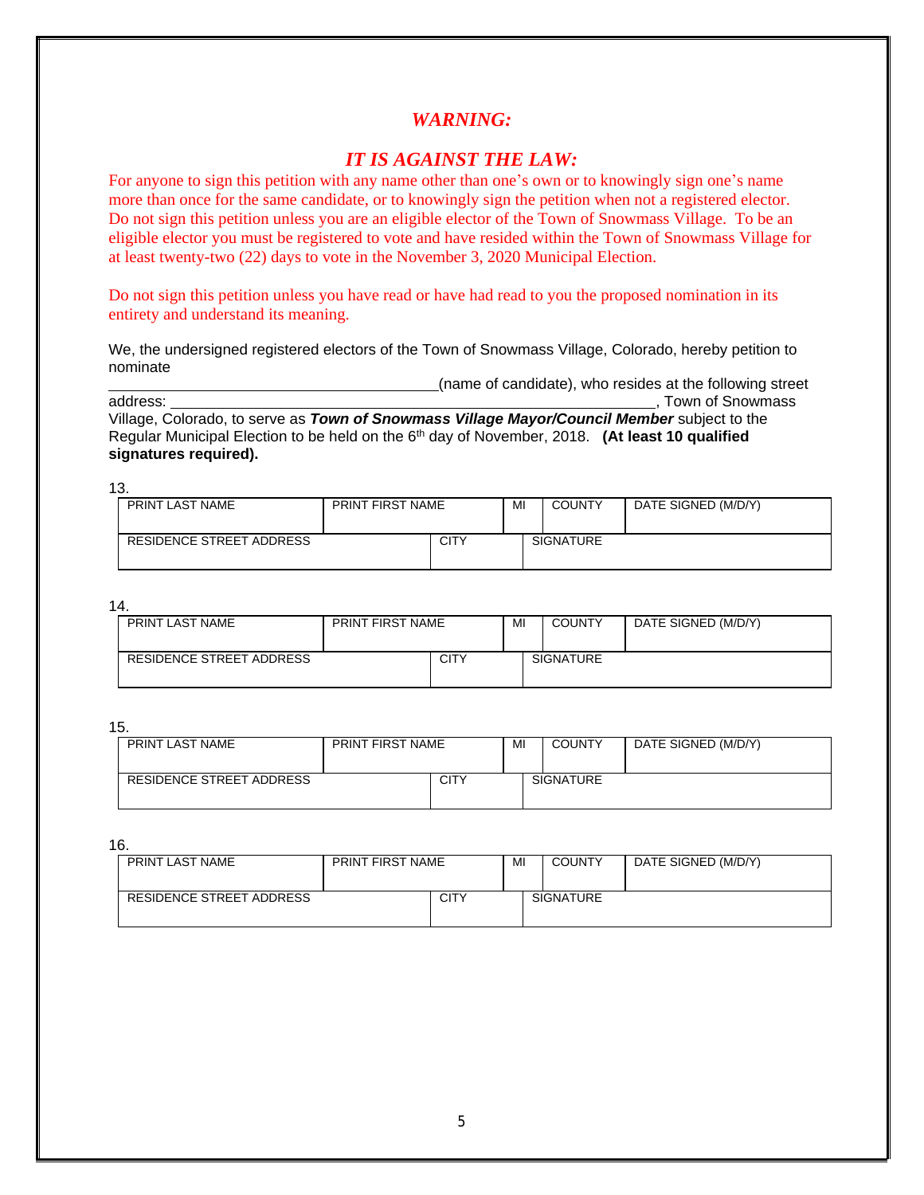# *WARNING:*

## *IT IS AGAINST THE LAW:*

For anyone to sign this petition with any name other than one's own or to knowingly sign one's name more than once for the same candidate, or to knowingly sign the petition when not a registered elector. Do not sign this petition unless you are an eligible elector of the Town of Snowmass Village. To be an eligible elector you must be registered to vote and have resided within the Town of Snowmass Village for at least twenty-two (22) days to vote in the November 3, 2020 Municipal Election.

Do not sign this petition unless you have read or have had read to you the proposed nomination in its entirety and understand its meaning.

We, the undersigned registered electors of the Town of Snowmass Village, Colorado, hereby petition to nominate \_\_\_\_\_\_\_\_\_\_\_\_\_\_\_\_\_\_\_\_\_\_\_\_\_\_\_\_\_\_\_\_\_\_\_\_(name of candidate), who resides at the following street address: \_\_\_\_\_\_\_\_\_\_\_\_\_\_\_\_\_\_\_\_\_\_\_\_\_\_\_\_\_\_\_\_\_\_\_\_\_\_\_\_\_\_\_\_\_\_\_\_\_\_\_\_\_\_, Town of Snowmass Village, Colorado, to serve as ***Town of Snowmass Village Mayor/Council Member*** subject to the Regular Municipal Election to be held on the 6th day of November, 2018. **(At least 10 qualified signatures required).**

13.

| PRINT LAST NAME | PRINT FIRST NAME | MI | COUNTY | DATE SIGNED (M/D/Y) |
|---|---|---|---|---|
| RESIDENCE STREET ADDRESS | CITY | SIGNATURE | | |

14.

| PRINT LAST NAME | PRINT FIRST NAME | MI | COUNTY | DATE SIGNED (M/D/Y) |
|---|---|---|---|---|
| RESIDENCE STREET ADDRESS | CITY | SIGNATURE | | |

15.

| PRINT LAST NAME | PRINT FIRST NAME | MI | COUNTY | DATE SIGNED (M/D/Y) |
|---|---|---|---|---|
| RESIDENCE STREET ADDRESS | CITY | SIGNATURE | | |

16.

| PRINT LAST NAME | PRINT FIRST NAME | MI | COUNTY | DATE SIGNED (M/D/Y) |
|---|---|---|---|---|
| RESIDENCE STREET ADDRESS | CITY | SIGNATURE | | |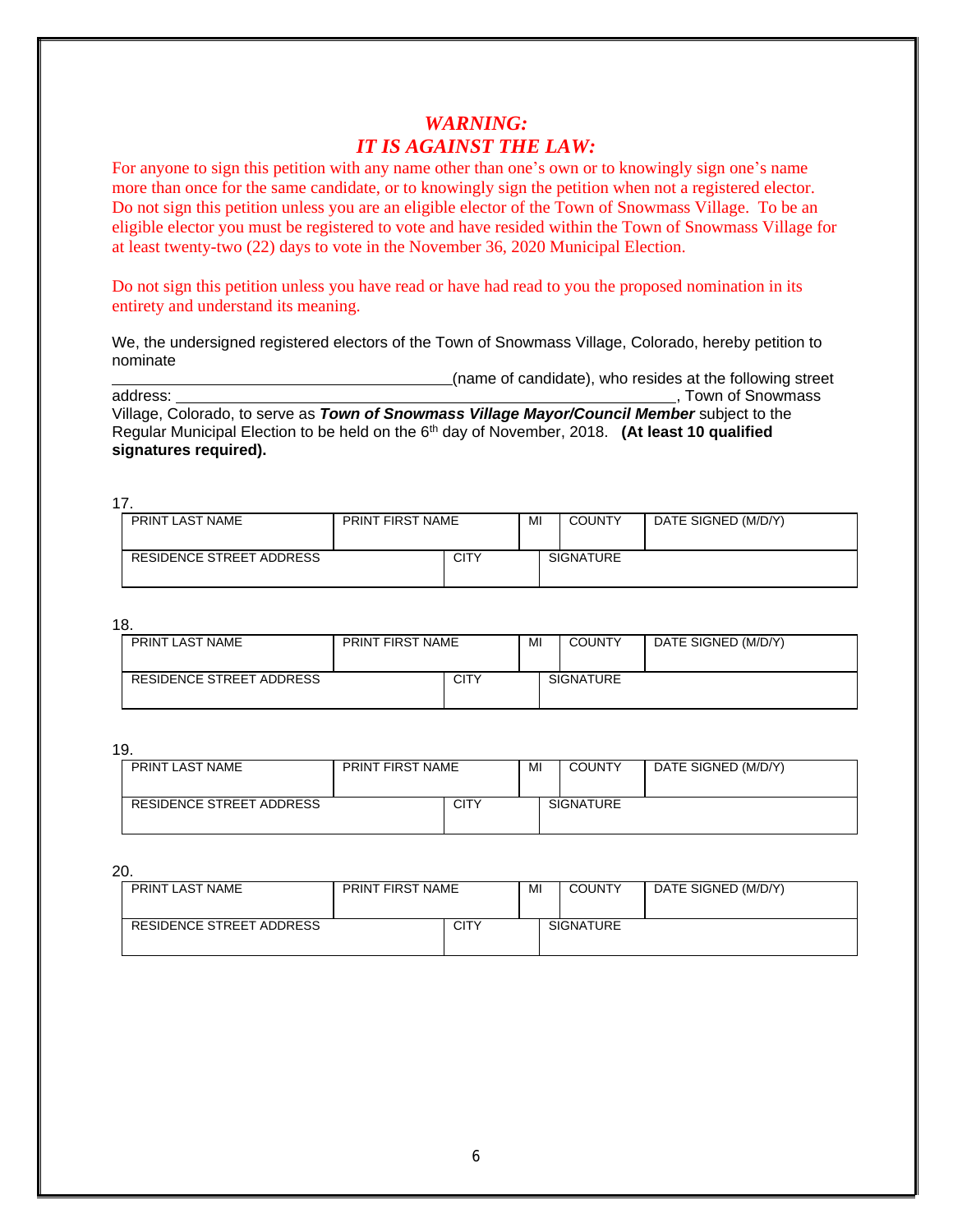# *WARNING:*
# *IT IS AGAINST THE LAW:*

For anyone to sign this petition with any name other than one's own or to knowingly sign one's name more than once for the same candidate, or to knowingly sign the petition when not a registered elector. Do not sign this petition unless you are an eligible elector of the Town of Snowmass Village. To be an eligible elector you must be registered to vote and have resided within the Town of Snowmass Village for at least twenty-two (22) days to vote in the November 36, 2020 Municipal Election.

Do not sign this petition unless you have read or have had read to you the proposed nomination in its entirety and understand its meaning.

We, the undersigned registered electors of the Town of Snowmass Village, Colorado, hereby petition to nominate ____________________________________(name of candidate), who resides at the following street address: ____________________________________________________________, Town of Snowmass Village, Colorado, to serve as ***Town of Snowmass Village Mayor/Council Member*** subject to the Regular Municipal Election to be held on the 6th day of November, 2018. **(At least 10 qualified signatures required).**

17.

| PRINT LAST NAME | PRINT FIRST NAME | MI | COUNTY | DATE SIGNED (M/D/Y) |
|---|---|---|---|---|
| RESIDENCE STREET ADDRESS | CITY | SIGNATURE | | |

18.

| PRINT LAST NAME | PRINT FIRST NAME | MI | COUNTY | DATE SIGNED (M/D/Y) |
|---|---|---|---|---|
| RESIDENCE STREET ADDRESS | CITY | SIGNATURE | | |

19.

| PRINT LAST NAME | PRINT FIRST NAME | MI | COUNTY | DATE SIGNED (M/D/Y) |
|---|---|---|---|---|
| RESIDENCE STREET ADDRESS | CITY | SIGNATURE | | |

20.

| PRINT LAST NAME | PRINT FIRST NAME | MI | COUNTY | DATE SIGNED (M/D/Y) |
|---|---|---|---|---|
| RESIDENCE STREET ADDRESS | CITY | SIGNATURE | | |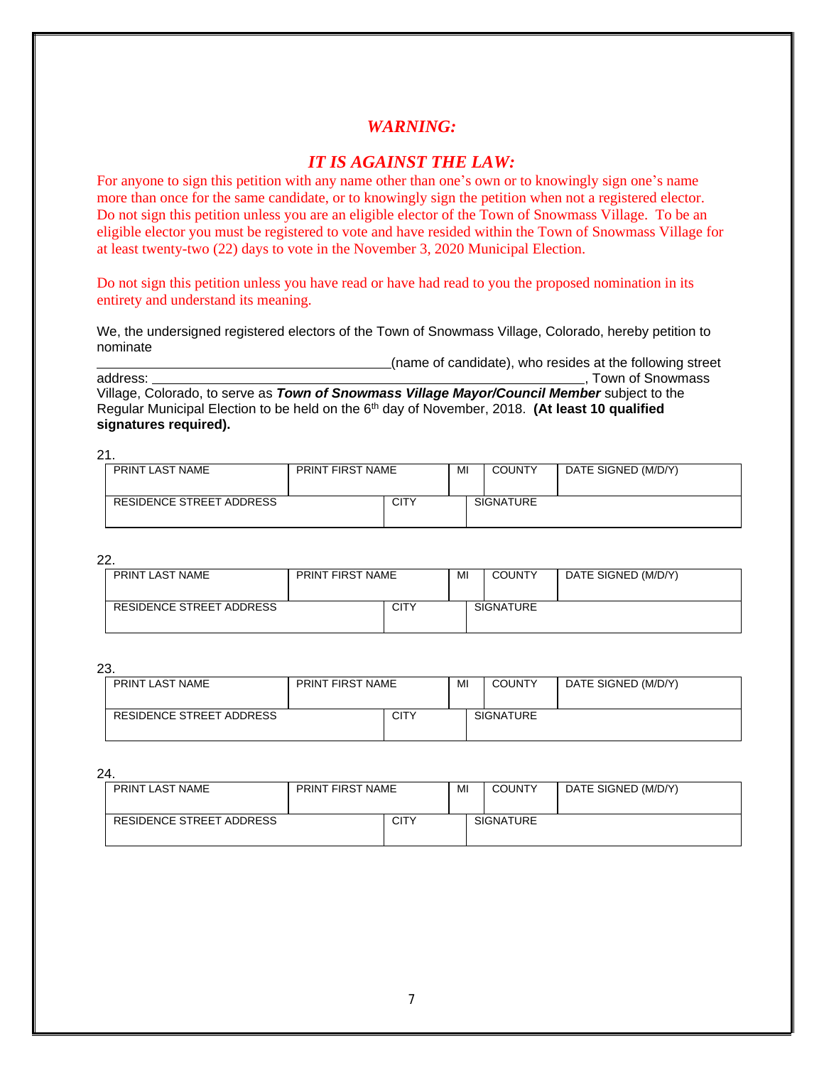## *WARNING:*

## *IT IS AGAINST THE LAW:*

For anyone to sign this petition with any name other than one's own or to knowingly sign one's name more than once for the same candidate, or to knowingly sign the petition when not a registered elector. Do not sign this petition unless you are an eligible elector of the Town of Snowmass Village. To be an eligible elector you must be registered to vote and have resided within the Town of Snowmass Village for at least twenty-two (22) days to vote in the November 3, 2020 Municipal Election.

Do not sign this petition unless you have read or have had read to you the proposed nomination in its entirety and understand its meaning.

We, the undersigned registered electors of the Town of Snowmass Village, Colorado, hereby petition to nominate ______________________________________(name of candidate), who resides at the following street address: ________________________________________________________, Town of Snowmass Village, Colorado, to serve as ***Town of Snowmass Village Mayor/Council Member*** subject to the Regular Municipal Election to be held on the 6th day of November, 2018. **(At least 10 qualified signatures required).**

21.

| PRINT LAST NAME | PRINT FIRST NAME | MI | COUNTY | DATE SIGNED (M/D/Y) |
|---|---|---|---|---|
| RESIDENCE STREET ADDRESS | CITY | | SIGNATURE | |

22.

| PRINT LAST NAME | PRINT FIRST NAME | MI | COUNTY | DATE SIGNED (M/D/Y) |
|---|---|---|---|---|
| RESIDENCE STREET ADDRESS | CITY | | SIGNATURE | |

23.

| PRINT LAST NAME | PRINT FIRST NAME | MI | COUNTY | DATE SIGNED (M/D/Y) |
|---|---|---|---|---|
| RESIDENCE STREET ADDRESS | CITY | | SIGNATURE | |

24.

| PRINT LAST NAME | PRINT FIRST NAME | MI | COUNTY | DATE SIGNED (M/D/Y) |
|---|---|---|---|---|
| RESIDENCE STREET ADDRESS | CITY | | SIGNATURE | |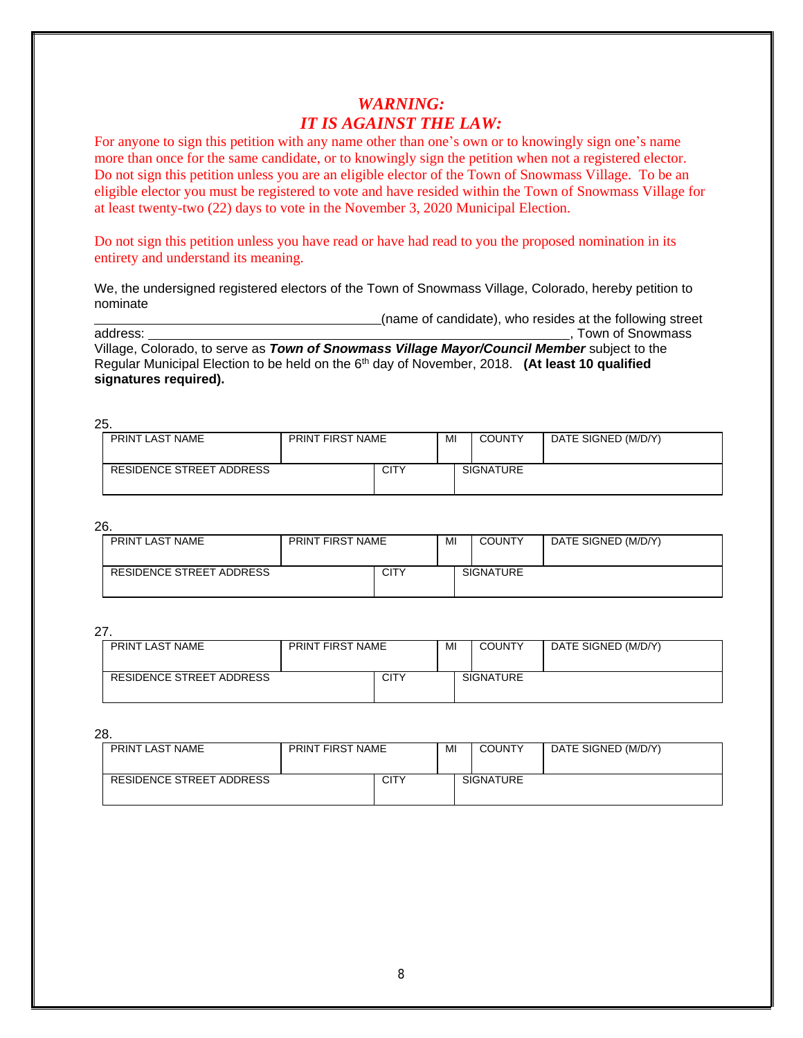## *WARNING:*
## *IT IS AGAINST THE LAW:*

For anyone to sign this petition with any name other than one's own or to knowingly sign one's name more than once for the same candidate, or to knowingly sign the petition when not a registered elector. Do not sign this petition unless you are an eligible elector of the Town of Snowmass Village. To be an eligible elector you must be registered to vote and have resided within the Town of Snowmass Village for at least twenty-two (22) days to vote in the November 3, 2020 Municipal Election.

Do not sign this petition unless you have read or have had read to you the proposed nomination in its entirety and understand its meaning.

We, the undersigned registered electors of the Town of Snowmass Village, Colorado, hereby petition to nominate ____________________________________(name of candidate), who resides at the following street address: _____________________________________________________, Town of Snowmass Village, Colorado, to serve as ***Town of Snowmass Village Mayor/Council Member*** subject to the Regular Municipal Election to be held on the 6th day of November, 2018. **(At least 10 qualified signatures required).**

25.

| PRINT LAST NAME | PRINT FIRST NAME | MI | COUNTY | DATE SIGNED (M/D/Y) |
|---|---|---|---|---|
| RESIDENCE STREET ADDRESS | CITY | SIGNATURE | | |

26.

| PRINT LAST NAME | PRINT FIRST NAME | MI | COUNTY | DATE SIGNED (M/D/Y) |
|---|---|---|---|---|
| RESIDENCE STREET ADDRESS | CITY | SIGNATURE | | |

27.

| PRINT LAST NAME | PRINT FIRST NAME | MI | COUNTY | DATE SIGNED (M/D/Y) |
|---|---|---|---|---|
| RESIDENCE STREET ADDRESS | CITY | SIGNATURE | | |

28.

| PRINT LAST NAME | PRINT FIRST NAME | MI | COUNTY | DATE SIGNED (M/D/Y) |
|---|---|---|---|---|
| RESIDENCE STREET ADDRESS | CITY | SIGNATURE | | |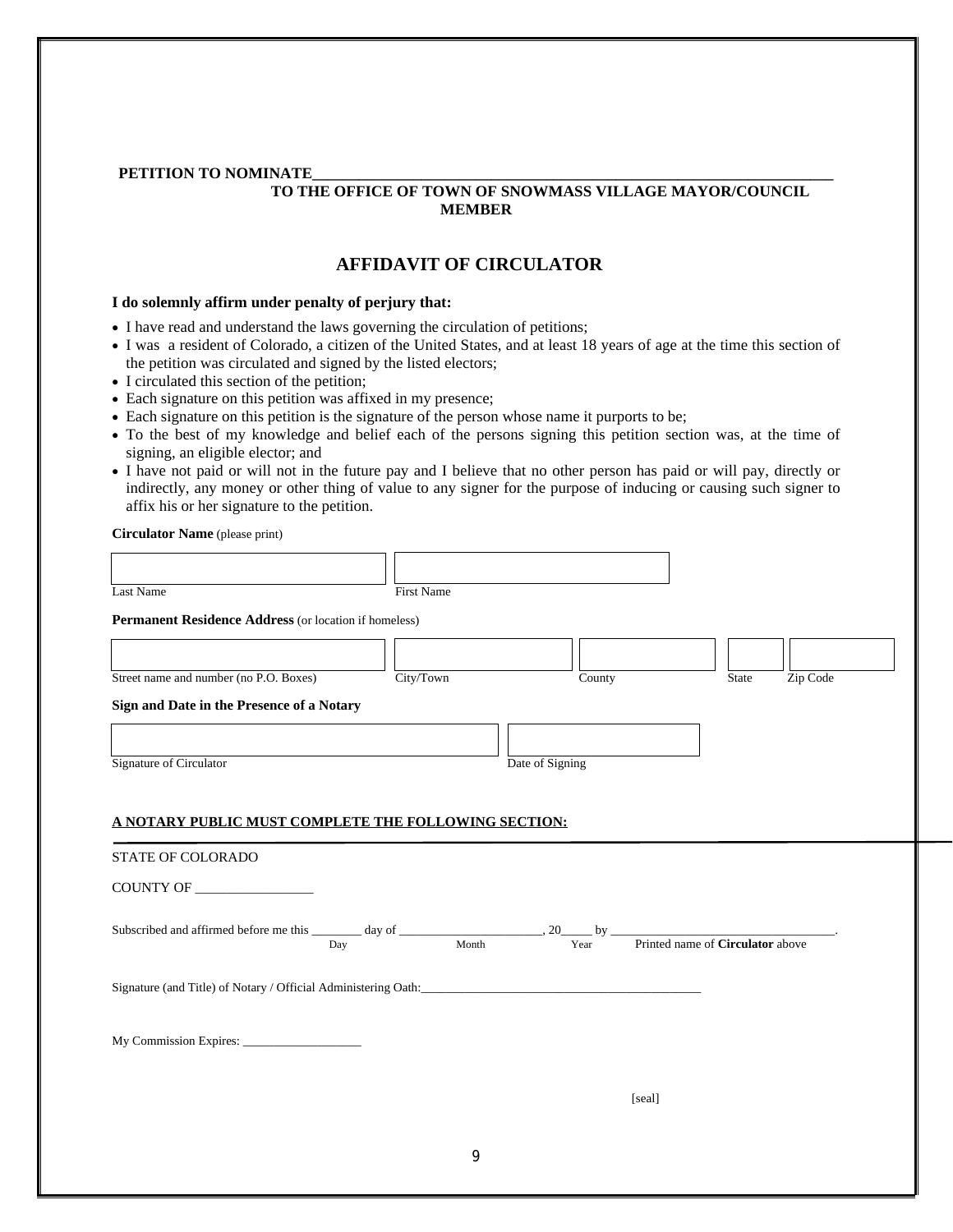**PETITION TO NOMINATE**______________________________________________________________
**TO THE OFFICE OF TOWN OF SNOWMASS VILLAGE MAYOR/COUNCIL MEMBER**

## AFFIDAVIT OF CIRCULATOR

**I do solemnly affirm under penalty of perjury that:**

- I have read and understand the laws governing the circulation of petitions;
- I was a resident of Colorado, a citizen of the United States, and at least 18 years of age at the time this section of the petition was circulated and signed by the listed electors;
- I circulated this section of the petition;
- Each signature on this petition was affixed in my presence;
- Each signature on this petition is the signature of the person whose name it purports to be;
- To the best of my knowledge and belief each of the persons signing this petition section was, at the time of signing, an eligible elector; and
- I have not paid or will not in the future pay and I believe that no other person has paid or will pay, directly or indirectly, any money or other thing of value to any signer for the purpose of inducing or causing such signer to affix his or her signature to the petition.

**Circulator Name** (please print)

| | |
|---|---|
| Last Name | First Name |

**Permanent Residence Address** (or location if homeless)

| | | | | |
|---|---|---|---|---|
| Street name and number (no P.O. Boxes) | City/Town | County | State | Zip Code |

**Sign and Date in the Presence of a Notary**

| | |
|---|---|
| Signature of Circulator | Date of Signing |

**A NOTARY PUBLIC MUST COMPLETE THE FOLLOWING SECTION:**

STATE OF COLORADO

COUNTY OF _________________

Subscribed and affirmed before me this ________ day of ______________________, 20_____ by __________________________________.
Day Month Year Printed name of **Circulator** above

Signature (and Title) of Notary / Official Administering Oath:_____________________________________________

My Commission Expires: ___________________

[seal]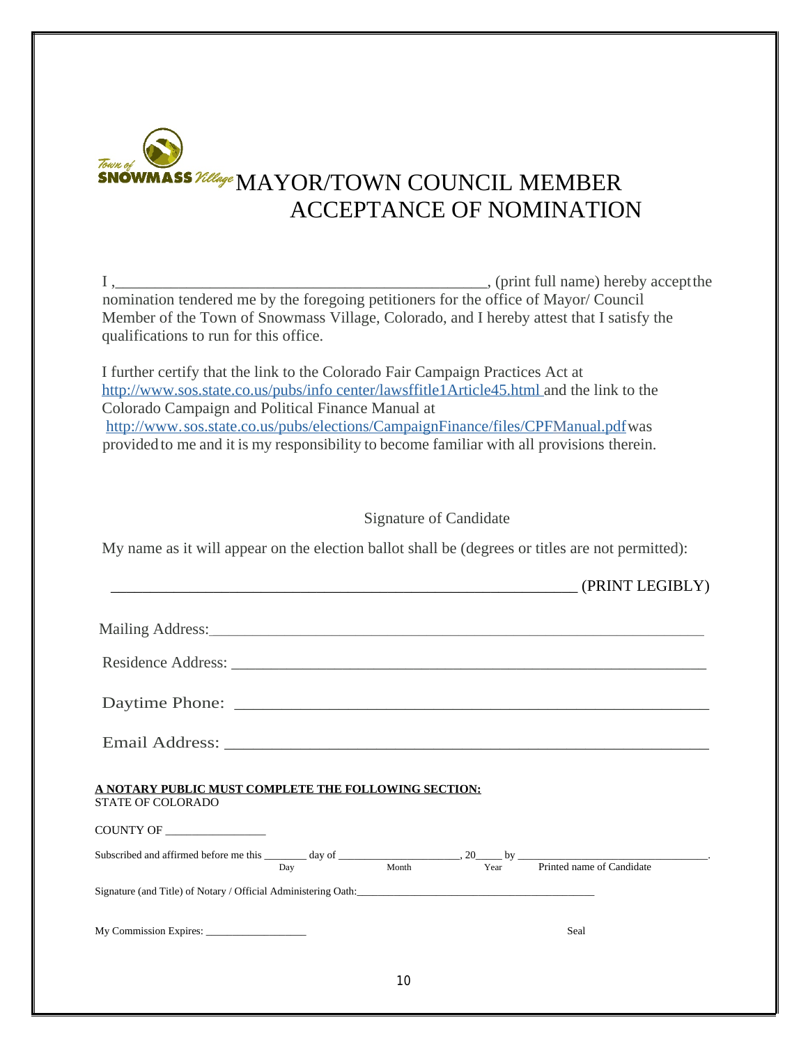Town of SNOWMASS Village

# MAYOR/TOWN COUNCIL MEMBER ACCEPTANCE OF NOMINATION

I ,_______________________________________________, (print full name) hereby accept the nomination tendered me by the foregoing petitioners for the office of Mayor/ Council Member of the Town of Snowmass Village, Colorado, and I hereby attest that I satisfy the qualifications to run for this office.

I further certify that the link to the Colorado Fair Campaign Practices Act at http://www.sos.state.co.us/pubs/info center/lawsffitle1Article45.html and the link to the Colorado Campaign and Political Finance Manual at http://www.sos.state.co.us/pubs/elections/CampaignFinance/files/CPFManual.pdf was provided to me and it is my responsibility to become familiar with all provisions therein.

Signature of Candidate

My name as it will appear on the election ballot shall be (degrees or titles are not permitted):

____________________________________________________________ (PRINT LEGIBLY)

Mailing Address:_____________________________________________________________

Residence Address: ___________________________________________________________

Daytime Phone: ______________________________________________________

Email Address: _______________________________________________________

**A NOTARY PUBLIC MUST COMPLETE THE FOLLOWING SECTION:**

STATE OF COLORADO

COUNTY OF ________________

Subscribed and affirmed before me this ________ day of ____________________, 20_____ by ________________________________.
Day Month Year Printed name of Candidate

Signature (and Title) of Notary / Official Administering Oath:__________________________________________

My Commission Expires: __________________ Seal